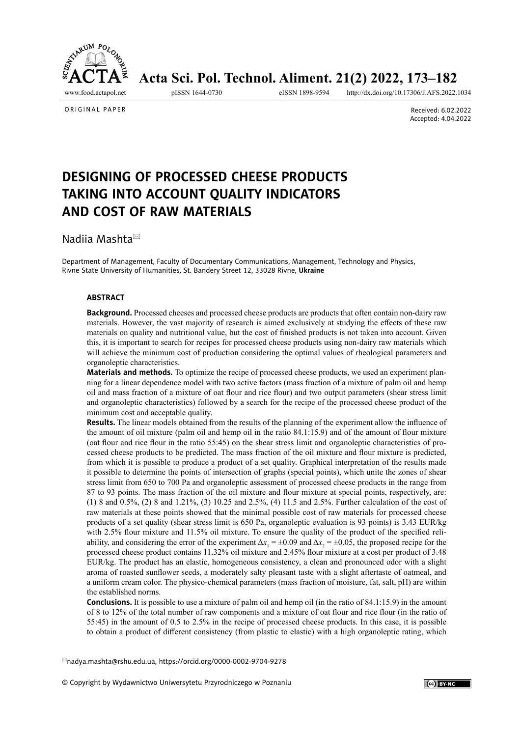ORIGINAL PAPER

Received: 6.02.2022
Accepted: 4.04.2022

# DESIGNING OF PROCESSED CHEESE PRODUCTS TAKING INTO ACCOUNT QUALITY INDICATORS AND COST OF RAW MATERIALS

Nadiia Mashta

Department of Management, Faculty of Documentary Communications, Management, Technology and Physics, Rivne State University of Humanities, St. Bandery Street 12, 33028 Rivne, **Ukraine**

### ABSTRACT

**Background.** Processed cheeses and processed cheese products are products that often contain non-dairy raw materials. However, the vast majority of research is aimed exclusively at studying the effects of these raw materials on quality and nutritional value, but the cost of finished products is not taken into account. Given this, it is important to search for recipes for processed cheese products using non-dairy raw materials which will achieve the minimum cost of production considering the optimal values of rheological parameters and organoleptic characteristics.

**Materials and methods.** To optimize the recipe of processed cheese products, we used an experiment planning for a linear dependence model with two active factors (mass fraction of a mixture of palm oil and hemp oil and mass fraction of a mixture of oat flour and rice flour) and two output parameters (shear stress limit and organoleptic characteristics) followed by a search for the recipe of the processed cheese product of the minimum cost and acceptable quality.

**Results.** The linear models obtained from the results of the planning of the experiment allow the influence of the amount of oil mixture (palm oil and hemp oil in the ratio 84.1:15.9) and of the amount of flour mixture (oat flour and rice flour in the ratio 55:45) on the shear stress limit and organoleptic characteristics of processed cheese products to be predicted. The mass fraction of the oil mixture and flour mixture is predicted, from which it is possible to produce a product of a set quality. Graphical interpretation of the results made it possible to determine the points of intersection of graphs (special points), which unite the zones of shear stress limit from 650 to 700 Pa and organoleptic assessment of processed cheese products in the range from 87 to 93 points. The mass fraction of the oil mixture and flour mixture at special points, respectively, are: (1) 8 and 0.5%, (2) 8 and 1.21%, (3) 10.25 and 2.5%, (4) 11.5 and 2.5%. Further calculation of the cost of raw materials at these points showed that the minimal possible cost of raw materials for processed cheese products of a set quality (shear stress limit is 650 Pa, organoleptic evaluation is 93 points) is 3.43 EUR/kg with 2.5% flour mixture and 11.5% oil mixture. To ensure the quality of the product of the specified reliability, and considering the error of the experiment $\Delta x_1 = \pm 0.09$ and $\Delta x_2 = \pm 0.05$, the proposed recipe for the processed cheese product contains 11.32% oil mixture and 2.45% flour mixture at a cost per product of 3.48 EUR/kg. The product has an elastic, homogeneous consistency, a clean and pronounced odor with a slight aroma of roasted sunflower seeds, a moderately salty pleasant taste with a slight aftertaste of oatmeal, and a uniform cream color. The physico-chemical parameters (mass fraction of moisture, fat, salt, pH) are within the established norms.

**Conclusions.** It is possible to use a mixture of palm oil and hemp oil (in the ratio of 84.1:15.9) in the amount of 8 to 12% of the total number of raw components and a mixture of oat flour and rice flour (in the ratio of 55:45) in the amount of 0.5 to 2.5% in the recipe of processed cheese products. In this case, it is possible to obtain a product of different consistency (from plastic to elastic) with a high organoleptic rating, which

nadya.mashta@rshu.edu.ua, https://orcid.org/0000-0002-9704-9278

© Copyright by Wydawnictwo Uniwersytetu Przyrodniczego w Poznaniu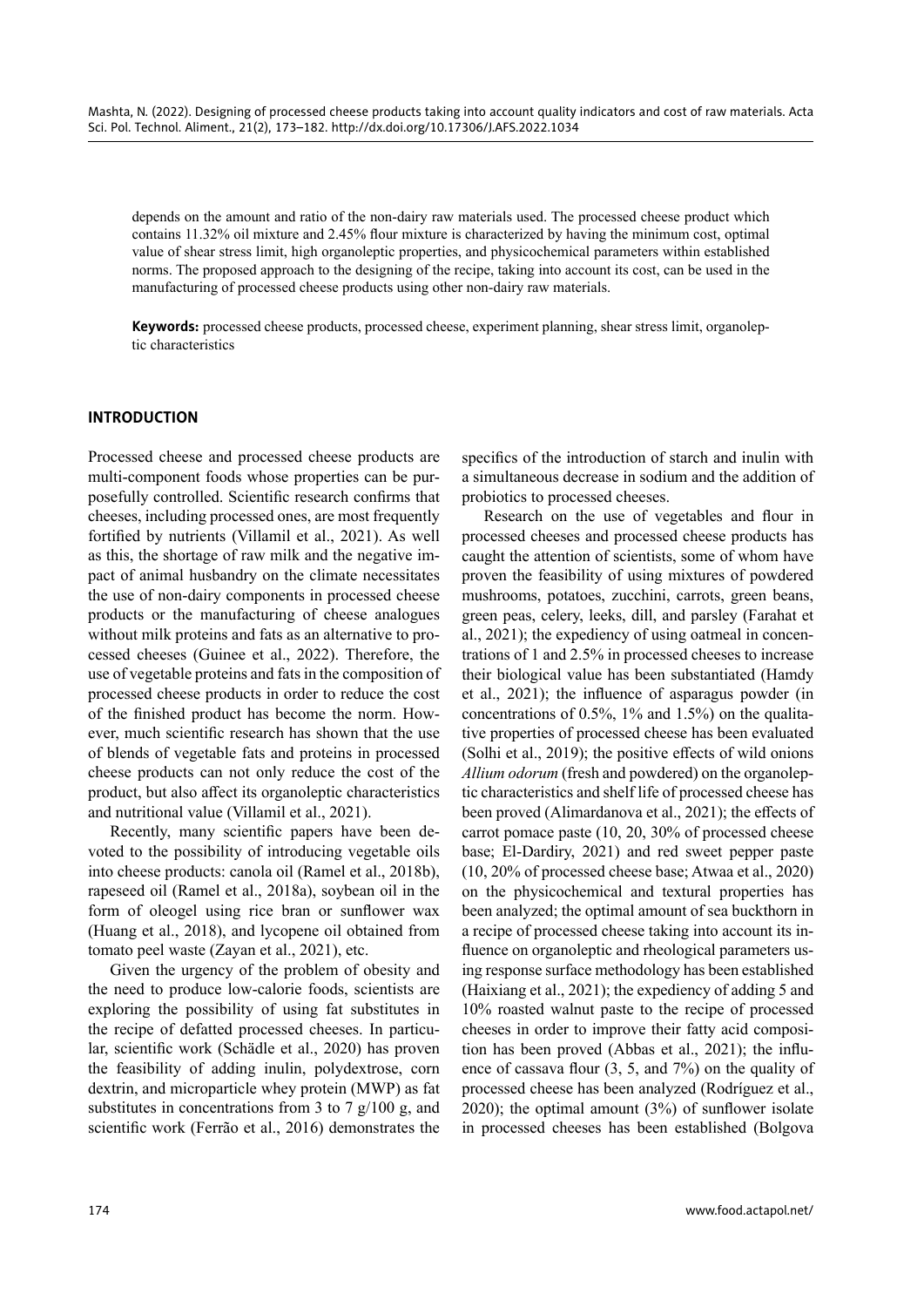depends on the amount and ratio of the non-dairy raw materials used. The processed cheese product which contains 11.32% oil mixture and 2.45% flour mixture is characterized by having the minimum cost, optimal value of shear stress limit, high organoleptic properties, and physicochemical parameters within established norms. The proposed approach to the designing of the recipe, taking into account its cost, can be used in the manufacturing of processed cheese products using other non-dairy raw materials.

**Keywords:** processed cheese products, processed cheese, experiment planning, shear stress limit, organoleptic characteristics

## INTRODUCTION

Processed cheese and processed cheese products are multi-component foods whose properties can be purposefully controlled. Scientific research confirms that cheeses, including processed ones, are most frequently fortified by nutrients (Villamil et al., 2021). As well as this, the shortage of raw milk and the negative impact of animal husbandry on the climate necessitates the use of non-dairy components in processed cheese products or the manufacturing of cheese analogues without milk proteins and fats as an alternative to processed cheeses (Guinee et al., 2022). Therefore, the use of vegetable proteins and fats in the composition of processed cheese products in order to reduce the cost of the finished product has become the norm. However, much scientific research has shown that the use of blends of vegetable fats and proteins in processed cheese products can not only reduce the cost of the product, but also affect its organoleptic characteristics and nutritional value (Villamil et al., 2021).

Recently, many scientific papers have been devoted to the possibility of introducing vegetable oils into cheese products: canola oil (Ramel et al., 2018b), rapeseed oil (Ramel et al., 2018a), soybean oil in the form of oleogel using rice bran or sunflower wax (Huang et al., 2018), and lycopene oil obtained from tomato peel waste (Zayan et al., 2021), etc.

Given the urgency of the problem of obesity and the need to produce low-calorie foods, scientists are exploring the possibility of using fat substitutes in the recipe of defatted processed cheeses. In particular, scientific work (Schädle et al., 2020) has proven the feasibility of adding inulin, polydextrose, corn dextrin, and microparticle whey protein (MWP) as fat substitutes in concentrations from 3 to 7 g/100 g, and scientific work (Ferrão et al., 2016) demonstrates the specifics of the introduction of starch and inulin with a simultaneous decrease in sodium and the addition of probiotics to processed cheeses.

Research on the use of vegetables and flour in processed cheeses and processed cheese products has caught the attention of scientists, some of whom have proven the feasibility of using mixtures of powdered mushrooms, potatoes, zucchini, carrots, green beans, green peas, celery, leeks, dill, and parsley (Farahat et al., 2021); the expediency of using oatmeal in concentrations of 1 and 2.5% in processed cheeses to increase their biological value has been substantiated (Hamdy et al., 2021); the influence of asparagus powder (in concentrations of 0.5%, 1% and 1.5%) on the qualitative properties of processed cheese has been evaluated (Solhi et al., 2019); the positive effects of wild onions *Allium odorum* (fresh and powdered) on the organoleptic characteristics and shelf life of processed cheese has been proved (Alimardanova et al., 2021); the effects of carrot pomace paste (10, 20, 30% of processed cheese base; El-Dardiry, 2021) and red sweet pepper paste (10, 20% of processed cheese base; Atwaa et al., 2020) on the physicochemical and textural properties has been analyzed; the optimal amount of sea buckthorn in a recipe of processed cheese taking into account its influence on organoleptic and rheological parameters using response surface methodology has been established (Haixiang et al., 2021); the expediency of adding 5 and 10% roasted walnut paste to the recipe of processed cheeses in order to improve their fatty acid composition has been proved (Abbas et al., 2021); the influence of cassava flour (3, 5, and 7%) on the quality of processed cheese has been analyzed (Rodríguez et al., 2020); the optimal amount (3%) of sunflower isolate in processed cheeses has been established (Bolgova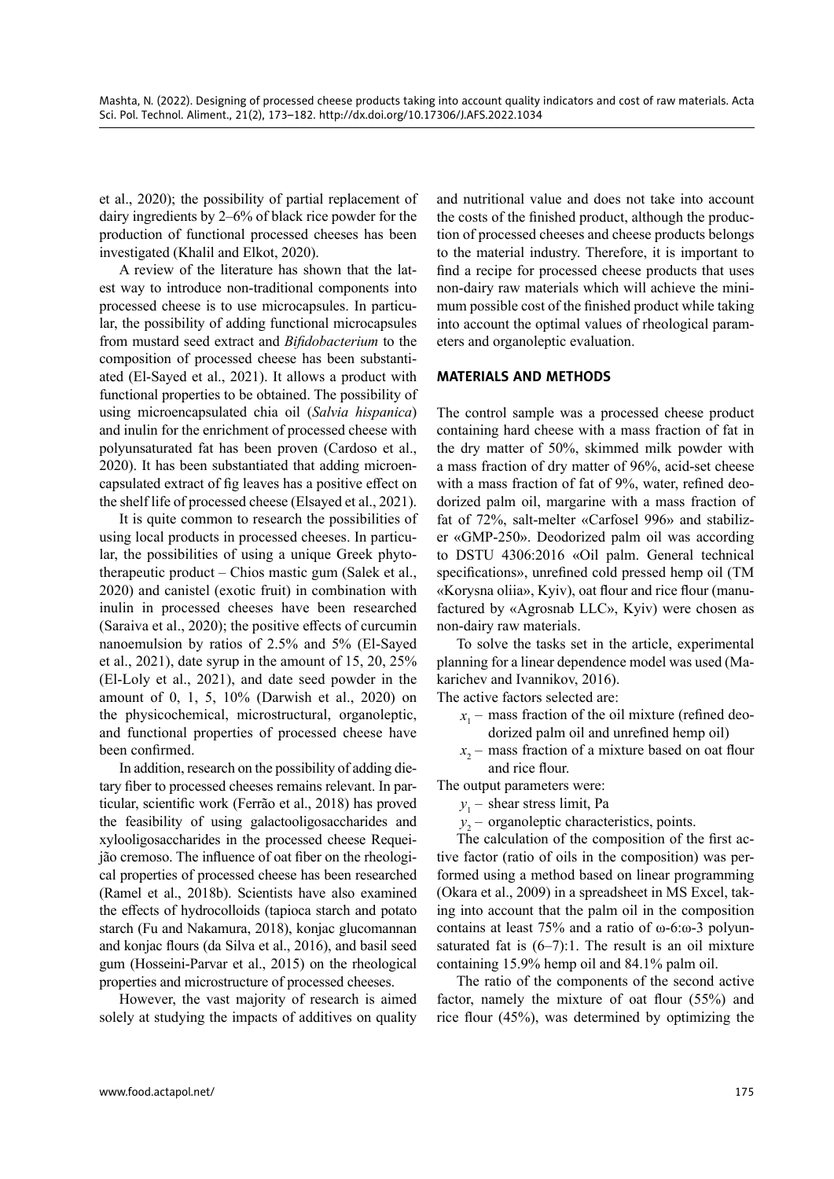et al., 2020); the possibility of partial replacement of dairy ingredients by 2–6% of black rice powder for the production of functional processed cheeses has been investigated (Khalil and Elkot, 2020).

A review of the literature has shown that the latest way to introduce non-traditional components into processed cheese is to use microcapsules. In particular, the possibility of adding functional microcapsules from mustard seed extract and *Bifidobacterium* to the composition of processed cheese has been substantiated (El-Sayed et al., 2021). It allows a product with functional properties to be obtained. The possibility of using microencapsulated chia oil (*Salvia hispanica*) and inulin for the enrichment of processed cheese with polyunsaturated fat has been proven (Cardoso et al., 2020). It has been substantiated that adding microencapsulated extract of fig leaves has a positive effect on the shelf life of processed cheese (Elsayed et al., 2021).

It is quite common to research the possibilities of using local products in processed cheeses. In particular, the possibilities of using a unique Greek phytotherapeutic product – Chios mastic gum (Salek et al., 2020) and canistel (exotic fruit) in combination with inulin in processed cheeses have been researched (Saraiva et al., 2020); the positive effects of curcumin nanoemulsion by ratios of 2.5% and 5% (El-Sayed et al., 2021), date syrup in the amount of 15, 20, 25% (El-Loly et al., 2021), and date seed powder in the amount of 0, 1, 5, 10% (Darwish et al., 2020) on the physicochemical, microstructural, organoleptic, and functional properties of processed cheese have been confirmed.

In addition, research on the possibility of adding dietary fiber to processed cheeses remains relevant. In particular, scientific work (Ferrão et al., 2018) has proved the feasibility of using galactooligosaccharides and xylooligosaccharides in the processed cheese Requeijão cremoso. The influence of oat fiber on the rheological properties of processed cheese has been researched (Ramel et al., 2018b). Scientists have also examined the effects of hydrocolloids (tapioca starch and potato starch (Fu and Nakamura, 2018), konjac glucomannan and konjac flours (da Silva et al., 2016), and basil seed gum (Hosseini-Parvar et al., 2015) on the rheological properties and microstructure of processed cheeses.

However, the vast majority of research is aimed solely at studying the impacts of additives on quality and nutritional value and does not take into account the costs of the finished product, although the production of processed cheeses and cheese products belongs to the material industry. Therefore, it is important to find a recipe for processed cheese products that uses non-dairy raw materials which will achieve the minimum possible cost of the finished product while taking into account the optimal values of rheological parameters and organoleptic evaluation.

## MATERIALS AND METHODS

The control sample was a processed cheese product containing hard cheese with a mass fraction of fat in the dry matter of 50%, skimmed milk powder with a mass fraction of dry matter of 96%, acid-set cheese with a mass fraction of fat of 9%, water, refined deodorized palm oil, margarine with a mass fraction of fat of 72%, salt-melter «Carfosel 996» and stabilizer «GMP-250». Deodorized palm oil was according to DSTU 4306:2016 «Oil palm. General technical specifications», unrefined cold pressed hemp oil (TM «Korysna oliia», Kyiv), oat flour and rice flour (manufactured by «Agrosnab LLC», Kyiv) were chosen as non-dairy raw materials.

To solve the tasks set in the article, experimental planning for a linear dependence model was used (Makarichev and Ivannikov, 2016).

The active factors selected are:

- $x_1$ – mass fraction of the oil mixture (refined deodorized palm oil and unrefined hemp oil)
- $x_2$ – mass fraction of a mixture based on oat flour and rice flour.

The output parameters were:

- $y_1$ – shear stress limit, Pa
- $y_2$ – organoleptic characteristics, points.

The calculation of the composition of the first active factor (ratio of oils in the composition) was performed using a method based on linear programming (Okara et al., 2009) in a spreadsheet in MS Excel, taking into account that the palm oil in the composition contains at least 75% and a ratio of ω-6:ω-3 polyunsaturated fat is (6–7):1. The result is an oil mixture containing 15.9% hemp oil and 84.1% palm oil.

The ratio of the components of the second active factor, namely the mixture of oat flour (55%) and rice flour (45%), was determined by optimizing the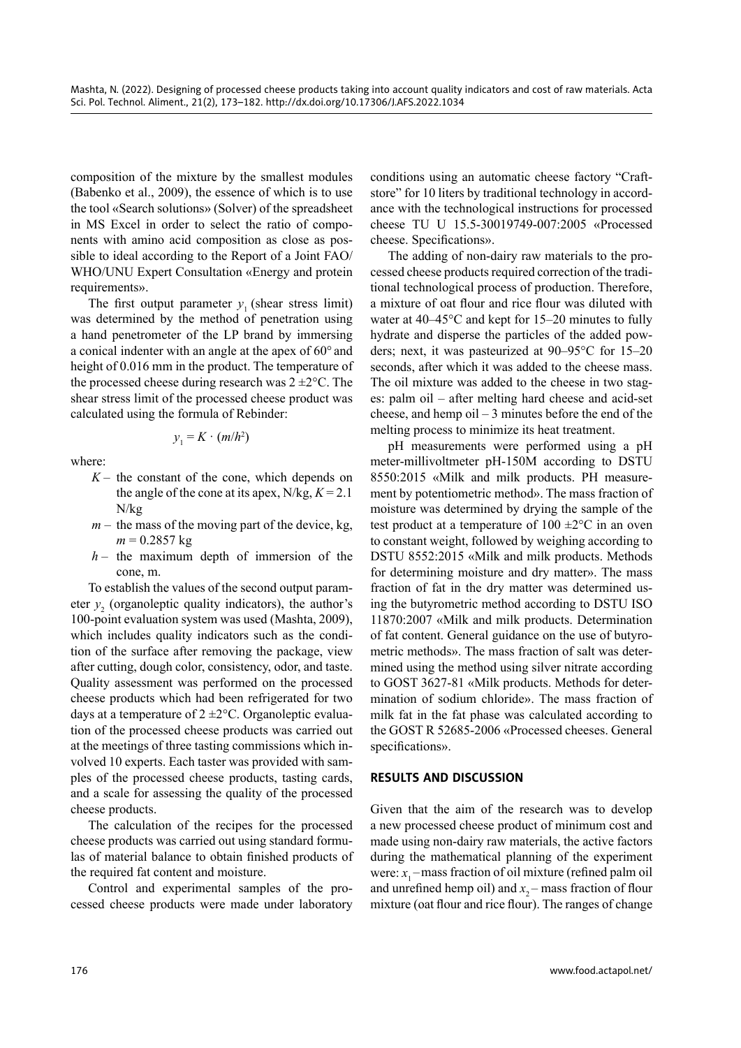composition of the mixture by the smallest modules (Babenko et al., 2009), the essence of which is to use the tool «Search solutions» (Solver) of the spreadsheet in MS Excel in order to select the ratio of components with amino acid composition as close as possible to ideal according to the Report of a Joint FAO/WHO/UNU Expert Consultation «Energy and protein requirements».

The first output parameter $y_1$ (shear stress limit) was determined by the method of penetration using a hand penetrometer of the LP brand by immersing a conical indenter with an angle at the apex of 60° and height of 0.016 mm in the product. The temperature of the processed cheese during research was 2 ±2°C. The shear stress limit of the processed cheese product was calculated using the formula of Rebinder:

$$y_1 = K \cdot (m/h^2)$$

where:

- $K$ – the constant of the cone, which depends on the angle of the cone at its apex, N/kg, $K = 2.1$ N/kg
- $m$ – the mass of the moving part of the device, kg, $m = 0.2857$ kg
- $h$ – the maximum depth of immersion of the cone, m.

To establish the values of the second output parameter $y_2$ (organoleptic quality indicators), the author's 100-point evaluation system was used (Mashta, 2009), which includes quality indicators such as the condition of the surface after removing the package, view after cutting, dough color, consistency, odor, and taste. Quality assessment was performed on the processed cheese products which had been refrigerated for two days at a temperature of 2 ±2°C. Organoleptic evaluation of the processed cheese products was carried out at the meetings of three tasting commissions which involved 10 experts. Each taster was provided with samples of the processed cheese products, tasting cards, and a scale for assessing the quality of the processed cheese products.

The calculation of the recipes for the processed cheese products was carried out using standard formulas of material balance to obtain finished products of the required fat content and moisture.

Control and experimental samples of the processed cheese products were made under laboratory conditions using an automatic cheese factory "Craftstore" for 10 liters by traditional technology in accordance with the technological instructions for processed cheese TU U 15.5-30019749-007:2005 «Processed cheese. Specifications».

The adding of non-dairy raw materials to the processed cheese products required correction of the traditional technological process of production. Therefore, a mixture of oat flour and rice flour was diluted with water at 40–45°C and kept for 15–20 minutes to fully hydrate and disperse the particles of the added powders; next, it was pasteurized at 90–95°C for 15–20 seconds, after which it was added to the cheese mass. The oil mixture was added to the cheese in two stages: palm oil – after melting hard cheese and acid-set cheese, and hemp oil – 3 minutes before the end of the melting process to minimize its heat treatment.

pH measurements were performed using a pH meter-millivoltmeter pH-150M according to DSTU 8550:2015 «Milk and milk products. PH measurement by potentiometric method». The mass fraction of moisture was determined by drying the sample of the test product at a temperature of 100 ±2°C in an oven to constant weight, followed by weighing according to DSTU 8552:2015 «Milk and milk products. Methods for determining moisture and dry matter». The mass fraction of fat in the dry matter was determined using the butyrometric method according to DSTU ISO 11870:2007 «Milk and milk products. Determination of fat content. General guidance on the use of butyrometric methods». The mass fraction of salt was determined using the method using silver nitrate according to GOST 3627-81 «Milk products. Methods for determination of sodium chloride». The mass fraction of milk fat in the fat phase was calculated according to the GOST R 52685-2006 «Processed cheeses. General specifications».

## RESULTS AND DISCUSSION

Given that the aim of the research was to develop a new processed cheese product of minimum cost and made using non-dairy raw materials, the active factors during the mathematical planning of the experiment were: $x_1$ – mass fraction of oil mixture (refined palm oil and unrefined hemp oil) and $x_2$ – mass fraction of flour mixture (oat flour and rice flour). The ranges of change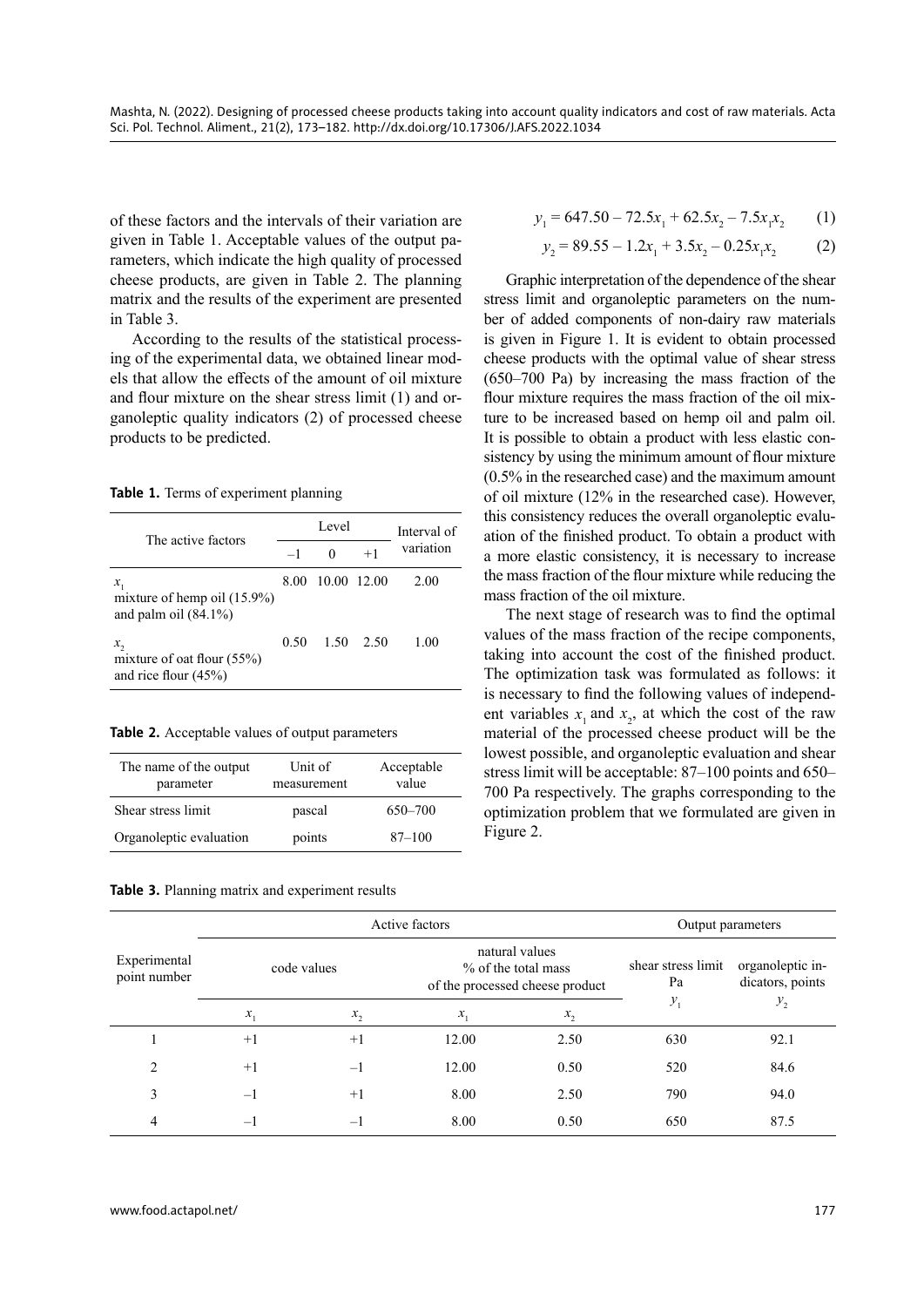of these factors and the intervals of their variation are given in Table 1. Acceptable values of the output parameters, which indicate the high quality of processed cheese products, are given in Table 2. The planning matrix and the results of the experiment are presented in Table 3.

According to the results of the statistical processing of the experimental data, we obtained linear models that allow the effects of the amount of oil mixture and flour mixture on the shear stress limit (1) and organoleptic quality indicators (2) of processed cheese products to be predicted.

**Table 1.** Terms of experiment planning

| The active factors | Level | | | Interval of variation |
|---|---|---|---|---|
| | –1 | 0 | +1 | |
| $x_1$ mixture of hemp oil (15.9%) and palm oil (84.1%) | 8.00 | 10.00 | 12.00 | 2.00 |
| $x_2$ mixture of oat flour (55%) and rice flour (45%) | 0.50 | 1.50 | 2.50 | 1.00 |

**Table 2.** Acceptable values of output parameters

| The name of the output parameter | Unit of measurement | Acceptable value |
|---|---|---|
| Shear stress limit | pascal | 650–700 |
| Organoleptic evaluation | points | 87–100 |

$$y_1 = 647.50 - 72.5x_1 + 62.5x_2 - 7.5x_1x_2 \quad (1)$$

$$y_2 = 89.55 - 1.2x_1 + 3.5x_2 - 0.25x_1x_2 \quad (2)$$

Graphic interpretation of the dependence of the shear stress limit and organoleptic parameters on the number of added components of non-dairy raw materials is given in Figure 1. It is evident to obtain processed cheese products with the optimal value of shear stress (650–700 Pa) by increasing the mass fraction of the flour mixture requires the mass fraction of the oil mixture to be increased based on hemp oil and palm oil. It is possible to obtain a product with less elastic consistency by using the minimum amount of flour mixture (0.5% in the researched case) and the maximum amount of oil mixture (12% in the researched case). However, this consistency reduces the overall organoleptic evaluation of the finished product. To obtain a product with a more elastic consistency, it is necessary to increase the mass fraction of the flour mixture while reducing the mass fraction of the oil mixture.

The next stage of research was to find the optimal values of the mass fraction of the recipe components, taking into account the cost of the finished product. The optimization task was formulated as follows: it is necessary to find the following values of independent variables $x_1$ and $x_2$, at which the cost of the raw material of the processed cheese product will be the lowest possible, and organoleptic evaluation and shear stress limit will be acceptable: 87–100 points and 650–700 Pa respectively. The graphs corresponding to the optimization problem that we formulated are given in Figure 2.

**Table 3.** Planning matrix and experiment results

| Experimental point number | Active factors | | | | Output parameters | |
|---|---|---|---|---|---|---|
| | code values | | natural values % of the total mass of the processed cheese product | | shear stress limit Pa | organoleptic indicators, points |
| | $x_1$ | $x_2$ | $x_1$ | $x_2$ | $y_1$ | $y_2$ |
| 1 | +1 | +1 | 12.00 | 2.50 | 630 | 92.1 |
| 2 | +1 | –1 | 12.00 | 0.50 | 520 | 84.6 |
| 3 | –1 | +1 | 8.00 | 2.50 | 790 | 94.0 |
| 4 | –1 | –1 | 8.00 | 0.50 | 650 | 87.5 |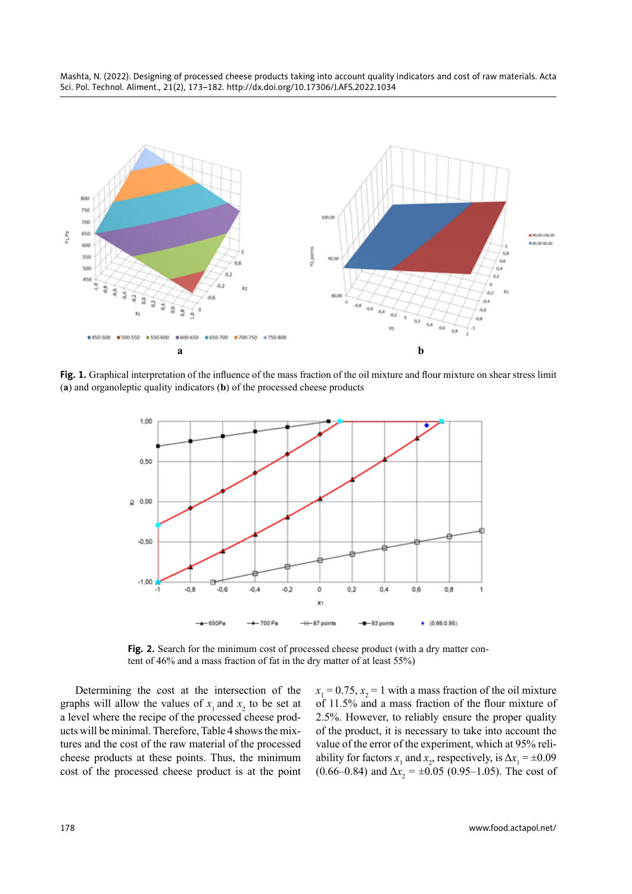**Fig. 1.** Graphical interpretation of the influence of the mass fraction of the oil mixture and flour mixture on shear stress limit (**a**) and organoleptic quality indicators (**b**) of the processed cheese products

**Fig. 2.** Search for the minimum cost of processed cheese product (with a dry matter content of 46% and a mass fraction of fat in the dry matter of at least 55%)

Determining the cost at the intersection of the graphs will allow the values of $x_1$ and $x_2$ to be set at a level where the recipe of the processed cheese products will be minimal. Therefore, Table 4 shows the mixtures and the cost of the raw material of the processed cheese products at these points. Thus, the minimum cost of the processed cheese product is at the point $x_1 = 0.75$, $x_2 = 1$ with a mass fraction of the oil mixture of 11.5% and a mass fraction of the flour mixture of 2.5%. However, to reliably ensure the proper quality of the product, it is necessary to take into account the value of the error of the experiment, which at 95% reliability for factors $x_1$ and $x_2$, respectively, is $\Delta x_1 = \pm 0.09$ (0.66–0.84) and $\Delta x_2 = \pm 0.05$ (0.95–1.05). The cost of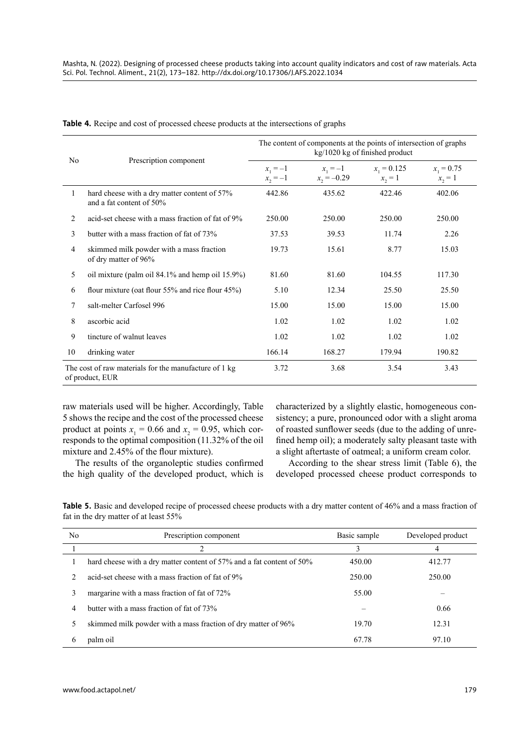**Table 4.** Recipe and cost of processed cheese products at the intersections of graphs

| No | Prescription component | The content of components at the points of intersection of graphs kg/1020 kg of finished product | | | |
|---|---|---|---|---|---|
| | | $x_1 = -1$ $x_2 = -1$ | $x_1 = -1$ $x_2 = -0.29$ | $x_1 = 0.125$ $x_2 = 1$ | $x_1 = 0.75$ $x_2 = 1$ |
| 1 | hard cheese with a dry matter content of 57% and a fat content of 50% | 442.86 | 435.62 | 422.46 | 402.06 |
| 2 | acid-set cheese with a mass fraction of fat of 9% | 250.00 | 250.00 | 250.00 | 250.00 |
| 3 | butter with a mass fraction of fat of 73% | 37.53 | 39.53 | 11.74 | 2.26 |
| 4 | skimmed milk powder with a mass fraction of dry matter of 96% | 19.73 | 15.61 | 8.77 | 15.03 |
| 5 | oil mixture (palm oil 84.1% and hemp oil 15.9%) | 81.60 | 81.60 | 104.55 | 117.30 |
| 6 | flour mixture (oat flour 55% and rice flour 45%) | 5.10 | 12.34 | 25.50 | 25.50 |
| 7 | salt-melter Carfosel 996 | 15.00 | 15.00 | 15.00 | 15.00 |
| 8 | ascorbic acid | 1.02 | 1.02 | 1.02 | 1.02 |
| 9 | tincture of walnut leaves | 1.02 | 1.02 | 1.02 | 1.02 |
| 10 | drinking water | 166.14 | 168.27 | 179.94 | 190.82 |
| The cost of raw materials for the manufacture of 1 kg of product, EUR | | 3.72 | 3.68 | 3.54 | 3.43 |

raw materials used will be higher. Accordingly, Table 5 shows the recipe and the cost of the processed cheese product at points $x_1 = 0.66$ and $x_2 = 0.95$, which corresponds to the optimal composition (11.32% of the oil mixture and 2.45% of the flour mixture).

The results of the organoleptic studies confirmed the high quality of the developed product, which is characterized by a slightly elastic, homogeneous consistency; a pure, pronounced odor with a slight aroma of roasted sunflower seeds (due to the adding of unrefined hemp oil); a moderately salty pleasant taste with a slight aftertaste of oatmeal; a uniform cream color.

According to the shear stress limit (Table 6), the developed processed cheese product corresponds to

**Table 5.** Basic and developed recipe of processed cheese products with a dry matter content of 46% and a mass fraction of fat in the dry matter of at least 55%

| No | Prescription component | Basic sample | Developed product |
|---|---|---|---|
| 1 | 2 | 3 | 4 |
| 1 | hard cheese with a dry matter content of 57% and a fat content of 50% | 450.00 | 412.77 |
| 2 | acid-set cheese with a mass fraction of fat of 9% | 250.00 | 250.00 |
| 3 | margarine with a mass fraction of fat of 72% | 55.00 | – |
| 4 | butter with a mass fraction of fat of 73% | – | 0.66 |
| 5 | skimmed milk powder with a mass fraction of dry matter of 96% | 19.70 | 12.31 |
| 6 | palm oil | 67.78 | 97.10 |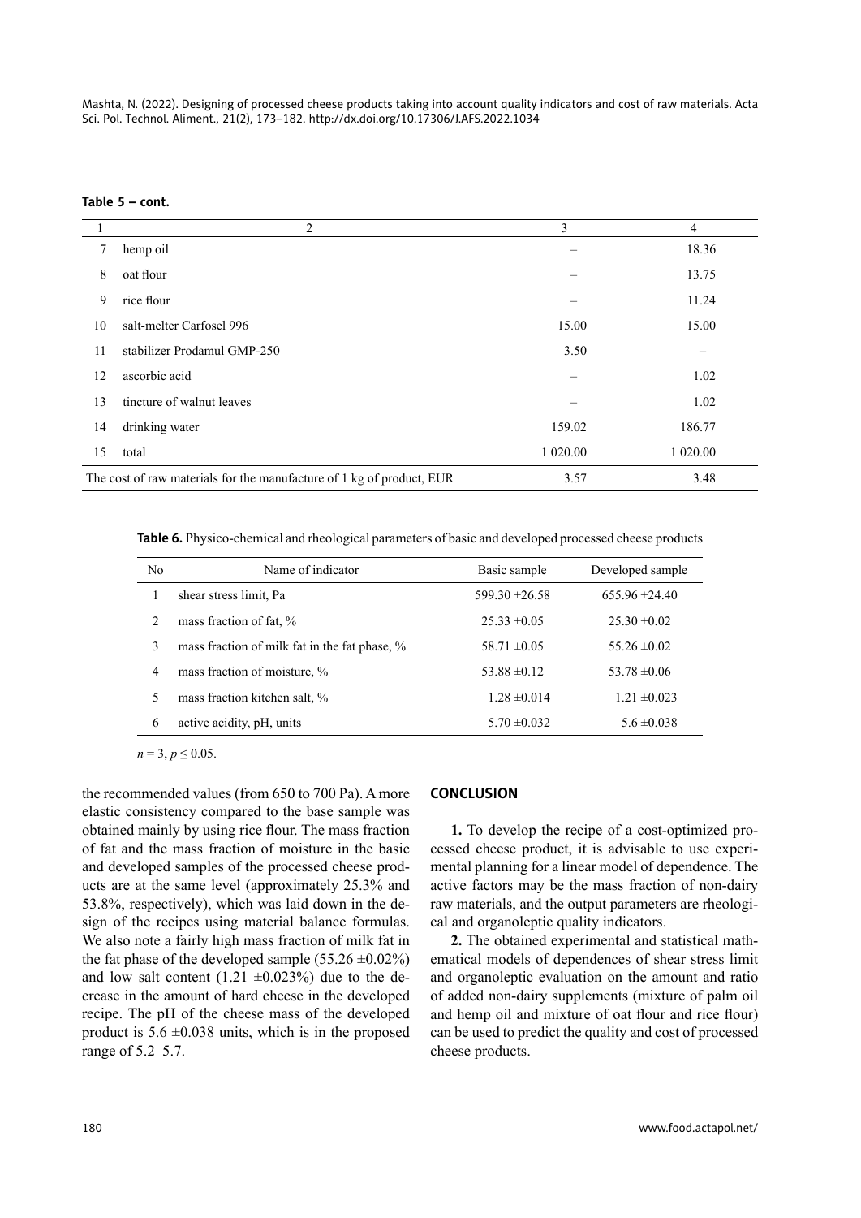**Table 5 – cont.**

| 1 | 2 | 3 | 4 |
|---|---|---|---|
| 7 | hemp oil | – | 18.36 |
| 8 | oat flour | – | 13.75 |
| 9 | rice flour | – | 11.24 |
| 10 | salt-melter Carfosel 996 | 15.00 | 15.00 |
| 11 | stabilizer Prodamul GMP-250 | 3.50 | – |
| 12 | ascorbic acid | – | 1.02 |
| 13 | tincture of walnut leaves | – | 1.02 |
| 14 | drinking water | 159.02 | 186.77 |
| 15 | total | 1 020.00 | 1 020.00 |
| The cost of raw materials for the manufacture of 1 kg of product, EUR | | 3.57 | 3.48 |

**Table 6.** Physico-chemical and rheological parameters of basic and developed processed cheese products

| No | Name of indicator | Basic sample | Developed sample |
|---|---|---|---|
| 1 | shear stress limit, Pa | 599.30 ±26.58 | 655.96 ±24.40 |
| 2 | mass fraction of fat, % | 25.33 ±0.05 | 25.30 ±0.02 |
| 3 | mass fraction of milk fat in the fat phase, % | 58.71 ±0.05 | 55.26 ±0.02 |
| 4 | mass fraction of moisture, % | 53.88 ±0.12 | 53.78 ±0.06 |
| 5 | mass fraction kitchen salt, % | 1.28 ±0.014 | 1.21 ±0.023 |
| 6 | active acidity, pH, units | 5.70 ±0.032 | 5.6 ±0.038 |

$n = 3$, $p \leq 0.05$.

the recommended values (from 650 to 700 Pa). A more elastic consistency compared to the base sample was obtained mainly by using rice flour. The mass fraction of fat and the mass fraction of moisture in the basic and developed samples of the processed cheese products are at the same level (approximately 25.3% and 53.8%, respectively), which was laid down in the design of the recipes using material balance formulas. We also note a fairly high mass fraction of milk fat in the fat phase of the developed sample (55.26 ±0.02%) and low salt content (1.21 ±0.023%) due to the decrease in the amount of hard cheese in the developed recipe. The pH of the cheese mass of the developed product is 5.6 ±0.038 units, which is in the proposed range of 5.2–5.7.

## CONCLUSION

**1.** To develop the recipe of a cost-optimized processed cheese product, it is advisable to use experimental planning for a linear model of dependence. The active factors may be the mass fraction of non-dairy raw materials, and the output parameters are rheological and organoleptic quality indicators.

**2.** The obtained experimental and statistical mathematical models of dependences of shear stress limit and organoleptic evaluation on the amount and ratio of added non-dairy supplements (mixture of palm oil and hemp oil and mixture of oat flour and rice flour) can be used to predict the quality and cost of processed cheese products.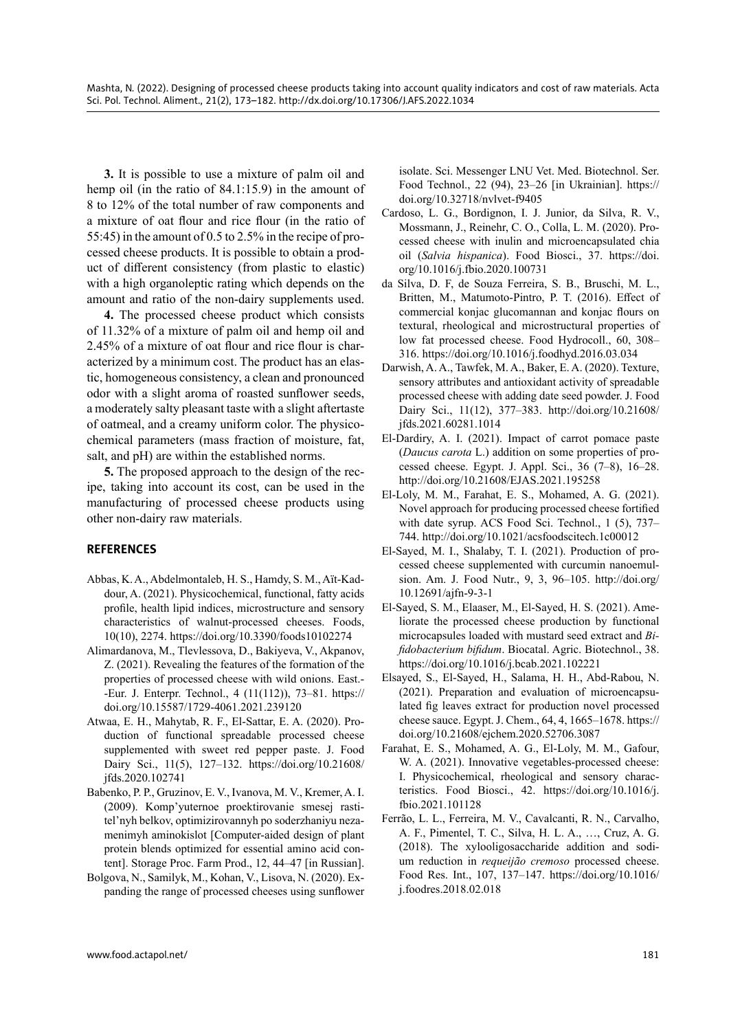**3.** It is possible to use a mixture of palm oil and hemp oil (in the ratio of 84.1:15.9) in the amount of 8 to 12% of the total number of raw components and a mixture of oat flour and rice flour (in the ratio of 55:45) in the amount of 0.5 to 2.5% in the recipe of processed cheese products. It is possible to obtain a product of different consistency (from plastic to elastic) with a high organoleptic rating which depends on the amount and ratio of the non-dairy supplements used.

**4.** The processed cheese product which consists of 11.32% of a mixture of palm oil and hemp oil and 2.45% of a mixture of oat flour and rice flour is characterized by a minimum cost. The product has an elastic, homogeneous consistency, a clean and pronounced odor with a slight aroma of roasted sunflower seeds, a moderately salty pleasant taste with a slight aftertaste of oatmeal, and a creamy uniform color. The physicochemical parameters (mass fraction of moisture, fat, salt, and pH) are within the established norms.

**5.** The proposed approach to the design of the recipe, taking into account its cost, can be used in the manufacturing of processed cheese products using other non-dairy raw materials.

## REFERENCES

Abbas, K. A., Abdelmontaleb, H. S., Hamdy, S. M., Aït-Kaddour, A. (2021). Physicochemical, functional, fatty acids profile, health lipid indices, microstructure and sensory characteristics of walnut-processed cheeses. Foods, 10(10), 2274. https://doi.org/10.3390/foods10102274

Alimardanova, M., Tlevlessova, D., Bakiyeva, V., Akpanov, Z. (2021). Revealing the features of the formation of the properties of processed cheese with wild onions. East.-Eur. J. Enterpr. Technol., 4 (11(112)), 73–81. https://doi.org/10.15587/1729-4061.2021.239120

Atwaa, E. H., Mahytab, R. F., El-Sattar, E. A. (2020). Production of functional spreadable processed cheese supplemented with sweet red pepper paste. J. Food Dairy Sci., 11(5), 127–132. https://doi.org/10.21608/jfds.2020.102741

Babenko, P. P., Gruzinov, E. V., Ivanova, M. V., Kremer, A. I. (2009). Komp'yuternoe proektirovanie smesej rastitel'nyh belkov, optimizirovannyh po soderzhaniyu nezamenimyh aminokislot [Computer-aided design of plant protein blends optimized for essential amino acid content]. Storage Proc. Farm Prod., 12, 44–47 [in Russian].

Bolgova, N., Samilyk, M., Kohan, V., Lisova, N. (2020). Expanding the range of processed cheeses using sunflower isolate. Sci. Messenger LNU Vet. Med. Biotechnol. Ser. Food Technol., 22 (94), 23–26 [in Ukrainian]. https://doi.org/10.32718/nvlvet-f9405

Cardoso, L. G., Bordignon, I. J. Junior, da Silva, R. V., Mossmann, J., Reinehr, C. O., Colla, L. M. (2020). Processed cheese with inulin and microencapsulated chia oil (*Salvia hispanica*). Food Biosci., 37. https://doi.org/10.1016/j.fbio.2020.100731

da Silva, D. F, de Souza Ferreira, S. B., Bruschi, M. L., Britten, M., Matumoto-Pintro, P. T. (2016). Effect of commercial konjac glucomannan and konjac flours on textural, rheological and microstructural properties of low fat processed cheese. Food Hydrocoll., 60, 308–316. https://doi.org/10.1016/j.foodhyd.2016.03.034

Darwish, A. A., Tawfek, M. A., Baker, E. A. (2020). Texture, sensory attributes and antioxidant activity of spreadable processed cheese with adding date seed powder. J. Food Dairy Sci., 11(12), 377–383. http://doi.org/10.21608/jfds.2021.60281.1014

El-Dardiry, A. I. (2021). Impact of carrot pomace paste (*Daucus carota* L.) addition on some properties of processed cheese. Egypt. J. Appl. Sci., 36 (7–8), 16–28. http://doi.org/10.21608/EJAS.2021.195258

El-Loly, M. M., Farahat, E. S., Mohamed, A. G. (2021). Novel approach for producing processed cheese fortified with date syrup. ACS Food Sci. Technol., 1 (5), 737–744. http://doi.org/10.1021/acsfoodscitech.1c00012

El-Sayed, M. I., Shalaby, T. I. (2021). Production of processed cheese supplemented with curcumin nanoemulsion. Am. J. Food Nutr., 9, 3, 96–105. http://doi.org/10.12691/ajfn-9-3-1

El-Sayed, S. M., Elaaser, M., El-Sayed, H. S. (2021). Ameliorate the processed cheese production by functional microcapsules loaded with mustard seed extract and *Bifidobacterium bifidum*. Biocatal. Agric. Biotechnol., 38. https://doi.org/10.1016/j.bcab.2021.102221

Elsayed, S., El-Sayed, H., Salama, H. H., Abd-Rabou, N. (2021). Preparation and evaluation of microencapsulated fig leaves extract for production novel processed cheese sauce. Egypt. J. Chem., 64, 4, 1665–1678. https://doi.org/10.21608/ejchem.2020.52706.3087

Farahat, E. S., Mohamed, A. G., El-Loly, M. M., Gafour, W. A. (2021). Innovative vegetables-processed cheese: I. Physicochemical, rheological and sensory characteristics. Food Biosci., 42. https://doi.org/10.1016/j.fbio.2021.101128

Ferrão, L. L., Ferreira, M. V., Cavalcanti, R. N., Carvalho, A. F., Pimentel, T. C., Silva, H. L. A., …, Cruz, A. G. (2018). The xylooligosaccharide addition and sodium reduction in *requeijão cremoso* processed cheese. Food Res. Int., 107, 137–147. https://doi.org/10.1016/j.foodres.2018.02.018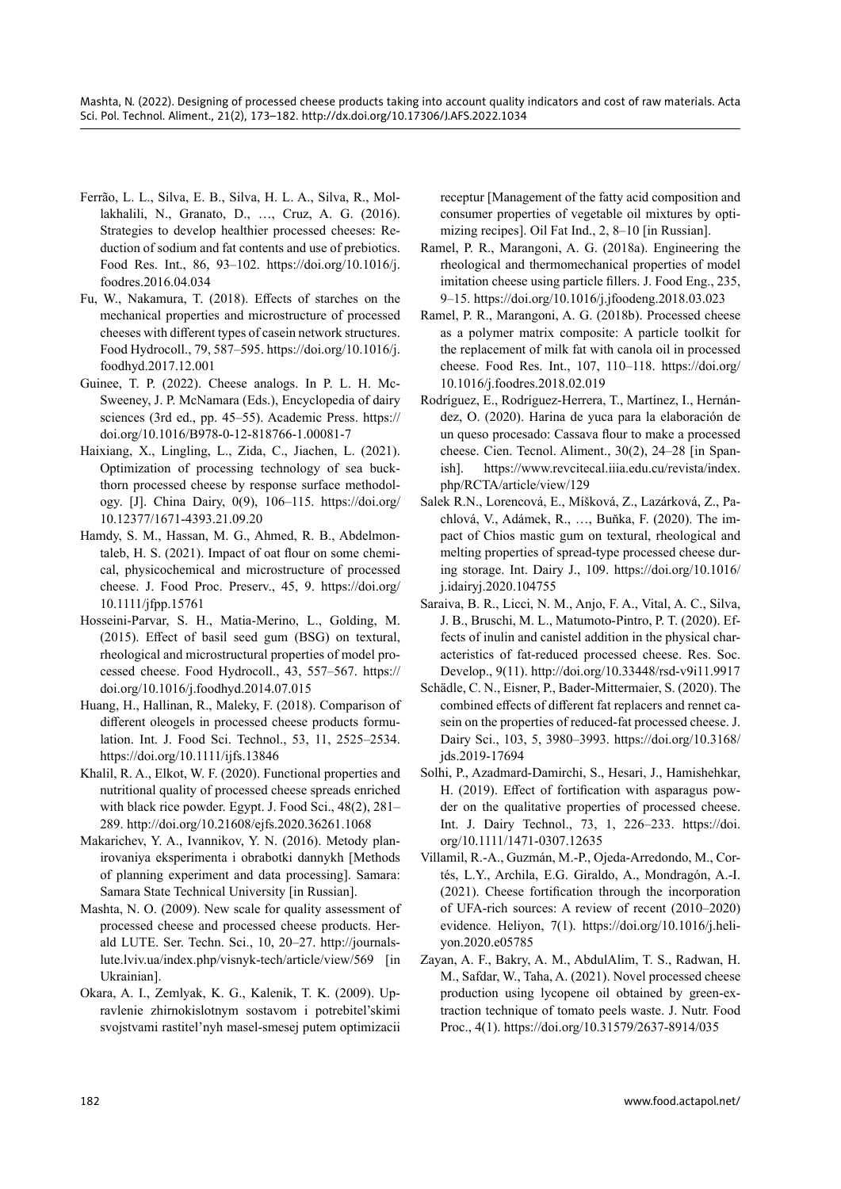Ferrão, L. L., Silva, E. B., Silva, H. L. A., Silva, R., Mollakhalili, N., Granato, D., …, Cruz, A. G. (2016). Strategies to develop healthier processed cheeses: Reduction of sodium and fat contents and use of prebiotics. Food Res. Int., 86, 93–102. https://doi.org/10.1016/j.foodres.2016.04.034

Fu, W., Nakamura, T. (2018). Effects of starches on the mechanical properties and microstructure of processed cheeses with different types of casein network structures. Food Hydrocoll., 79, 587–595. https://doi.org/10.1016/j.foodhyd.2017.12.001

Guinee, T. P. (2022). Cheese analogs. In P. L. H. McSweeney, J. P. McNamara (Eds.), Encyclopedia of dairy sciences (3rd ed., pp. 45–55). Academic Press. https://doi.org/10.1016/B978-0-12-818766-1.00081-7

Haixiang, X., Lingling, L., Zida, C., Jiachen, L. (2021). Optimization of processing technology of sea buckthorn processed cheese by response surface methodology. [J]. China Dairy, 0(9), 106–115. https://doi.org/10.12377/1671-4393.21.09.20

Hamdy, S. M., Hassan, M. G., Ahmed, R. B., Abdelmontaleb, H. S. (2021). Impact of oat flour on some chemical, physicochemical and microstructure of processed cheese. J. Food Proc. Preserv., 45, 9. https://doi.org/10.1111/jfpp.15761

Hosseini-Parvar, S. H., Matia-Merino, L., Golding, M. (2015). Effect of basil seed gum (BSG) on textural, rheological and microstructural properties of model processed cheese. Food Hydrocoll., 43, 557–567. https://doi.org/10.1016/j.foodhyd.2014.07.015

Huang, H., Hallinan, R., Maleky, F. (2018). Comparison of different oleogels in processed cheese products formulation. Int. J. Food Sci. Technol., 53, 11, 2525–2534. https://doi.org/10.1111/ijfs.13846

Khalil, R. A., Elkot, W. F. (2020). Functional properties and nutritional quality of processed cheese spreads enriched with black rice powder. Egypt. J. Food Sci., 48(2), 281–289. http://doi.org/10.21608/ejfs.2020.36261.1068

Makarichev, Y. A., Ivannikov, Y. N. (2016). Metody planirovaniya eksperimenta i obrabotki dannykh [Methods of planning experiment and data processing]. Samara: Samara State Technical University [in Russian].

Mashta, N. O. (2009). New scale for quality assessment of processed cheese and processed cheese products. Herald LUTE. Ser. Techn. Sci., 10, 20–27. http://journals-lute.lviv.ua/index.php/visnyk-tech/article/view/569 [in Ukrainian].

Okara, A. I., Zemlyak, K. G., Kalenik, T. K. (2009). Upravlenie zhirnokislotnym sostavom i potrebitel'skimi svojstvami rastitel'nyh masel-smesej putem optimizacii receptur [Management of the fatty acid composition and consumer properties of vegetable oil mixtures by optimizing recipes]. Oil Fat Ind., 2, 8–10 [in Russian].

Ramel, P. R., Marangoni, A. G. (2018a). Engineering the rheological and thermomechanical properties of model imitation cheese using particle fillers. J. Food Eng., 235, 9–15. https://doi.org/10.1016/j.jfoodeng.2018.03.023

Ramel, P. R., Marangoni, A. G. (2018b). Processed cheese as a polymer matrix composite: A particle toolkit for the replacement of milk fat with canola oil in processed cheese. Food Res. Int., 107, 110–118. https://doi.org/10.1016/j.foodres.2018.02.019

Rodríguez, E., Rodríguez-Herrera, T., Martínez, I., Hernández, O. (2020). Harina de yuca para la elaboración de un queso procesado: Cassava flour to make a processed cheese. Cien. Tecnol. Aliment., 30(2), 24–28 [in Spanish]. https://www.revcitecal.iiia.edu.cu/revista/index.php/RCTA/article/view/129

Salek R.N., Lorencová, E., Míšková, Z., Lazárková, Z., Pachlová, V., Adámek, R., …, Buňka, F. (2020). The impact of Chios mastic gum on textural, rheological and melting properties of spread-type processed cheese during storage. Int. Dairy J., 109. https://doi.org/10.1016/j.idairyj.2020.104755

Saraiva, B. R., Licci, N. M., Anjo, F. A., Vital, A. C., Silva, J. B., Bruschi, M. L., Matumoto-Pintro, P. T. (2020). Effects of inulin and canistel addition in the physical characteristics of fat-reduced processed cheese. Res. Soc. Develop., 9(11). http://doi.org/10.33448/rsd-v9i11.9917

Schädle, C. N., Eisner, P., Bader-Mittermaier, S. (2020). The combined effects of different fat replacers and rennet casein on the properties of reduced-fat processed cheese. J. Dairy Sci., 103, 5, 3980–3993. https://doi.org/10.3168/jds.2019-17694

Solhi, P., Azadmard-Damirchi, S., Hesari, J., Hamishehkar, H. (2019). Effect of fortification with asparagus powder on the qualitative properties of processed cheese. Int. J. Dairy Technol., 73, 1, 226–233. https://doi.org/10.1111/1471-0307.12635

Villamil, R.-A., Guzmán, M.-P., Ojeda-Arredondo, M., Cortés, L.Y., Archila, E.G. Giraldo, A., Mondragón, A.-I. (2021). Cheese fortification through the incorporation of UFA-rich sources: A review of recent (2010–2020) evidence. Heliyon, 7(1). https://doi.org/10.1016/j.heliyon.2020.e05785

Zayan, A. F., Bakry, A. M., AbdulAlim, T. S., Radwan, H. M., Safdar, W., Taha, A. (2021). Novel processed cheese production using lycopene oil obtained by green-extraction technique of tomato peels waste. J. Nutr. Food Proc., 4(1). https://doi.org/10.31579/2637-8914/035